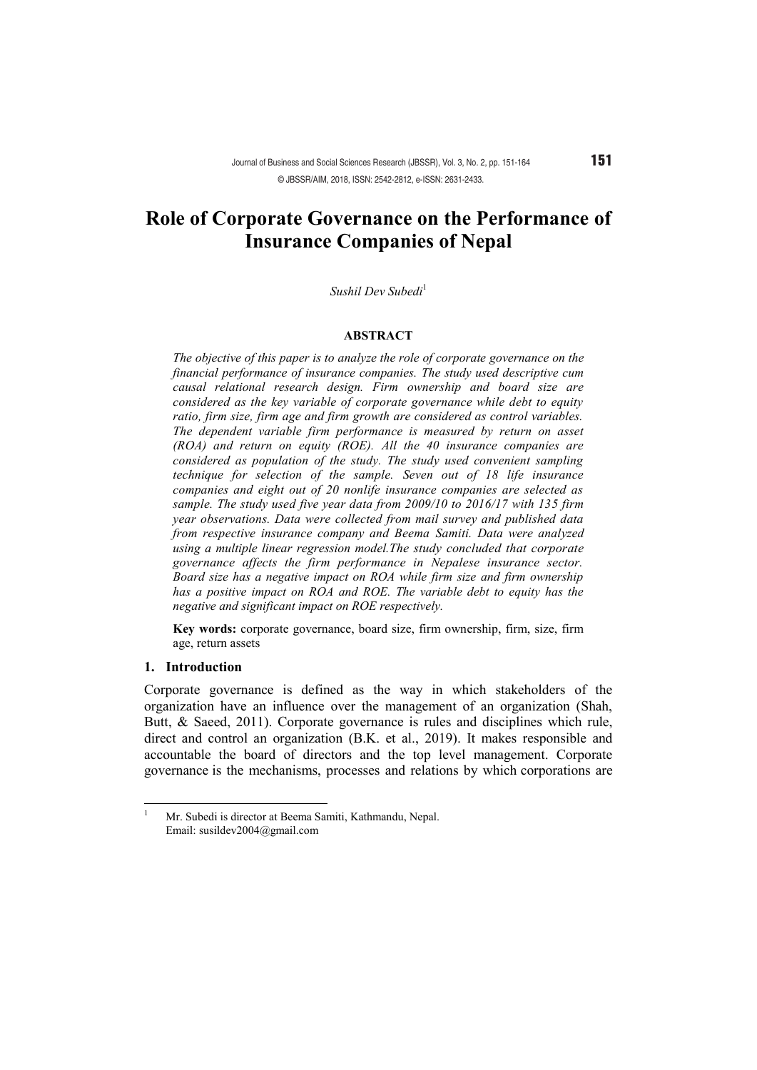# Role of Corporate Governance on the Performance of Insurance Companies of Nepal

*Sushil Dev Subedi*[1]

### ABSTRACT

*The objective of this paper is to analyze the role of corporate governance on the financial performance of insurance companies. The study used descriptive cum causal relational research design. Firm ownership and board size are considered as the key variable of corporate governance while debt to equity ratio, firm size, firm age and firm growth are considered as control variables. The dependent variable firm performance is measured by return on asset (ROA) and return on equity (ROE). All the 40 insurance companies are considered as population of the study. The study used convenient sampling technique for selection of the sample. Seven out of 18 life insurance companies and eight out of 20 nonlife insurance companies are selected as sample. The study used five year data from 2009/10 to 2016/17 with 135 firm year observations. Data were collected from mail survey and published data from respective insurance company and Beema Samiti. Data were analyzed using a multiple linear regression model.The study concluded that corporate governance affects the firm performance in Nepalese insurance sector. Board size has a negative impact on ROA while firm size and firm ownership has a positive impact on ROA and ROE. The variable debt to equity has the negative and significant impact on ROE respectively.*

**Key words:** corporate governance, board size, firm ownership, firm, size, firm age, return assets

## 1. Introduction

Corporate governance is defined as the way in which stakeholders of the organization have an influence over the management of an organization (Shah, Butt, & Saeed, 2011). Corporate governance is rules and disciplines which rule, direct and control an organization (B.K. et al., 2019). It makes responsible and accountable the board of directors and the top level management. Corporate governance is the mechanisms, processes and relations by which corporations are

---

[1] Mr. Subedi is director at Beema Samiti, Kathmandu, Nepal. Email: susildev2004@gmail.com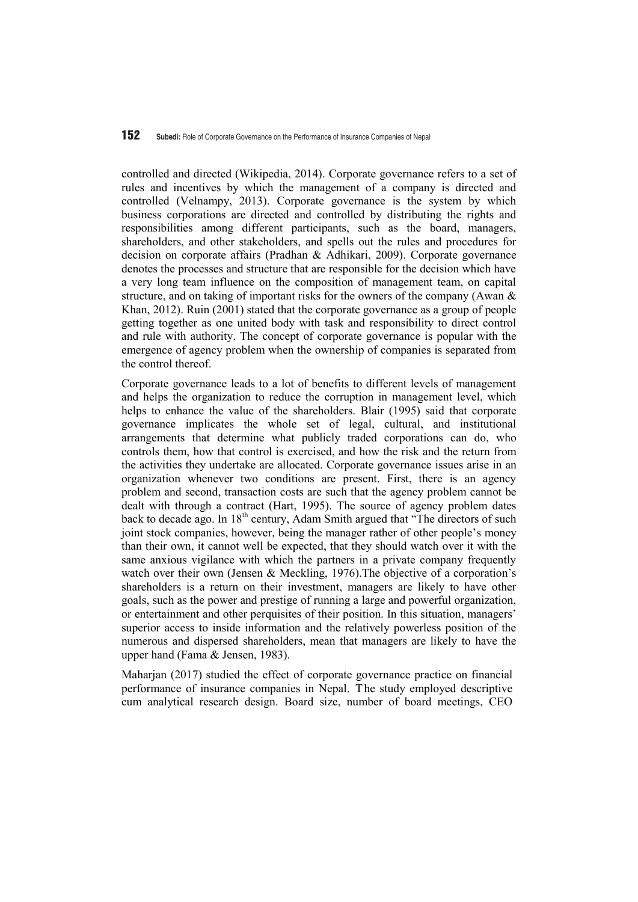controlled and directed (Wikipedia, 2014). Corporate governance refers to a set of rules and incentives by which the management of a company is directed and controlled (Velnampy, 2013). Corporate governance is the system by which business corporations are directed and controlled by distributing the rights and responsibilities among different participants, such as the board, managers, shareholders, and other stakeholders, and spells out the rules and procedures for decision on corporate affairs (Pradhan & Adhikari, 2009). Corporate governance denotes the processes and structure that are responsible for the decision which have a very long team influence on the composition of management team, on capital structure, and on taking of important risks for the owners of the company (Awan & Khan, 2012). Ruin (2001) stated that the corporate governance as a group of people getting together as one united body with task and responsibility to direct control and rule with authority. The concept of corporate governance is popular with the emergence of agency problem when the ownership of companies is separated from the control thereof.

Corporate governance leads to a lot of benefits to different levels of management and helps the organization to reduce the corruption in management level, which helps to enhance the value of the shareholders. Blair (1995) said that corporate governance implicates the whole set of legal, cultural, and institutional arrangements that determine what publicly traded corporations can do, who controls them, how that control is exercised, and how the risk and the return from the activities they undertake are allocated. Corporate governance issues arise in an organization whenever two conditions are present. First, there is an agency problem and second, transaction costs are such that the agency problem cannot be dealt with through a contract (Hart, 1995). The source of agency problem dates back to decade ago. In 18th century, Adam Smith argued that "The directors of such joint stock companies, however, being the manager rather of other people's money than their own, it cannot well be expected, that they should watch over it with the same anxious vigilance with which the partners in a private company frequently watch over their own (Jensen & Meckling, 1976).The objective of a corporation's shareholders is a return on their investment, managers are likely to have other goals, such as the power and prestige of running a large and powerful organization, or entertainment and other perquisites of their position. In this situation, managers' superior access to inside information and the relatively powerless position of the numerous and dispersed shareholders, mean that managers are likely to have the upper hand (Fama & Jensen, 1983).

Maharjan (2017) studied the effect of corporate governance practice on financial performance of insurance companies in Nepal. The study employed descriptive cum analytical research design. Board size, number of board meetings, CEO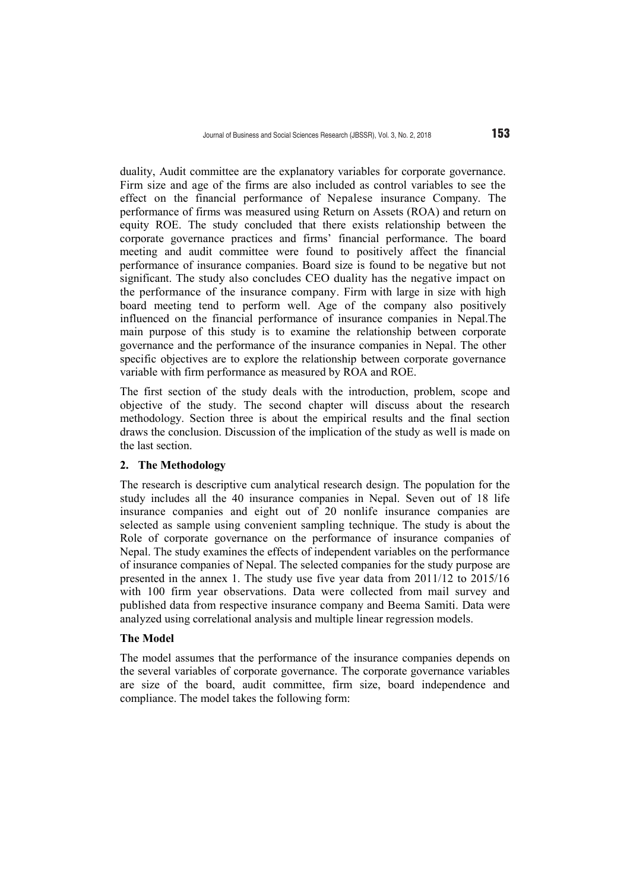duality, Audit committee are the explanatory variables for corporate governance. Firm size and age of the firms are also included as control variables to see the effect on the financial performance of Nepalese insurance Company. The performance of firms was measured using Return on Assets (ROA) and return on equity ROE. The study concluded that there exists relationship between the corporate governance practices and firms' financial performance. The board meeting and audit committee were found to positively affect the financial performance of insurance companies. Board size is found to be negative but not significant. The study also concludes CEO duality has the negative impact on the performance of the insurance company. Firm with large in size with high board meeting tend to perform well. Age of the company also positively influenced on the financial performance of insurance companies in Nepal.The main purpose of this study is to examine the relationship between corporate governance and the performance of the insurance companies in Nepal. The other specific objectives are to explore the relationship between corporate governance variable with firm performance as measured by ROA and ROE.

The first section of the study deals with the introduction, problem, scope and objective of the study. The second chapter will discuss about the research methodology. Section three is about the empirical results and the final section draws the conclusion. Discussion of the implication of the study as well is made on the last section.

## 2. The Methodology

The research is descriptive cum analytical research design. The population for the study includes all the 40 insurance companies in Nepal. Seven out of 18 life insurance companies and eight out of 20 nonlife insurance companies are selected as sample using convenient sampling technique. The study is about the Role of corporate governance on the performance of insurance companies of Nepal. The study examines the effects of independent variables on the performance of insurance companies of Nepal. The selected companies for the study purpose are presented in the annex 1. The study use five year data from 2011/12 to 2015/16 with 100 firm year observations. Data were collected from mail survey and published data from respective insurance company and Beema Samiti. Data were analyzed using correlational analysis and multiple linear regression models.

### The Model

The model assumes that the performance of the insurance companies depends on the several variables of corporate governance. The corporate governance variables are size of the board, audit committee, firm size, board independence and compliance. The model takes the following form: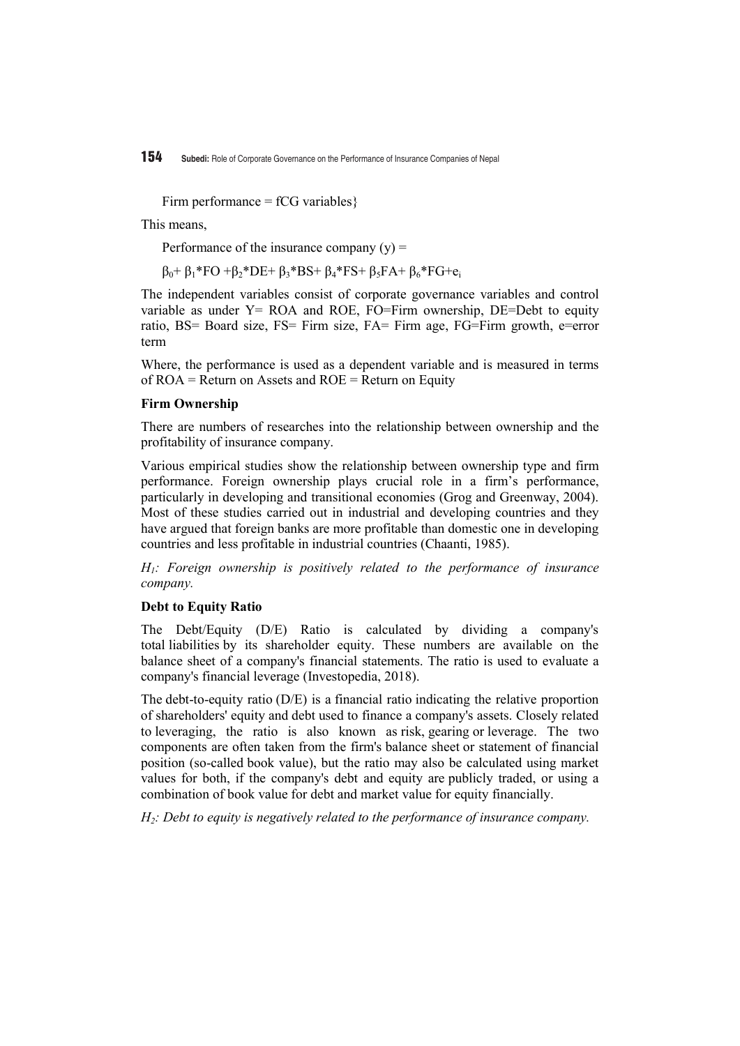Firm performance = fCG variables}

This means,

Performance of the insurance company (y) =

$\beta_0 + \beta_1 * FO + \beta_2 * DE + \beta_3 * BS + \beta_4 * FS + \beta_5 FA + \beta_6 * FG + e_i$

The independent variables consist of corporate governance variables and control variable as under Y= ROA and ROE, FO=Firm ownership, DE=Debt to equity ratio, BS= Board size, FS= Firm size, FA= Firm age, FG=Firm growth, e=error term

Where, the performance is used as a dependent variable and is measured in terms of ROA = Return on Assets and ROE = Return on Equity

**Firm Ownership**

There are numbers of researches into the relationship between ownership and the profitability of insurance company.

Various empirical studies show the relationship between ownership type and firm performance. Foreign ownership plays crucial role in a firm's performance, particularly in developing and transitional economies (Grog and Greenway, 2004). Most of these studies carried out in industrial and developing countries and they have argued that foreign banks are more profitable than domestic one in developing countries and less profitable in industrial countries (Chaanti, 1985).

*$H_1$: Foreign ownership is positively related to the performance of insurance company.*

**Debt to Equity Ratio**

The Debt/Equity (D/E) Ratio is calculated by dividing a company's total liabilities by its shareholder equity. These numbers are available on the balance sheet of a company's financial statements. The ratio is used to evaluate a company's financial leverage (Investopedia, 2018).

The debt-to-equity ratio (D/E) is a financial ratio indicating the relative proportion of shareholders' equity and debt used to finance a company's assets. Closely related to leveraging, the ratio is also known as risk, gearing or leverage. The two components are often taken from the firm's balance sheet or statement of financial position (so-called book value), but the ratio may also be calculated using market values for both, if the company's debt and equity are publicly traded, or using a combination of book value for debt and market value for equity financially.

*$H_2$: Debt to equity is negatively related to the performance of insurance company.*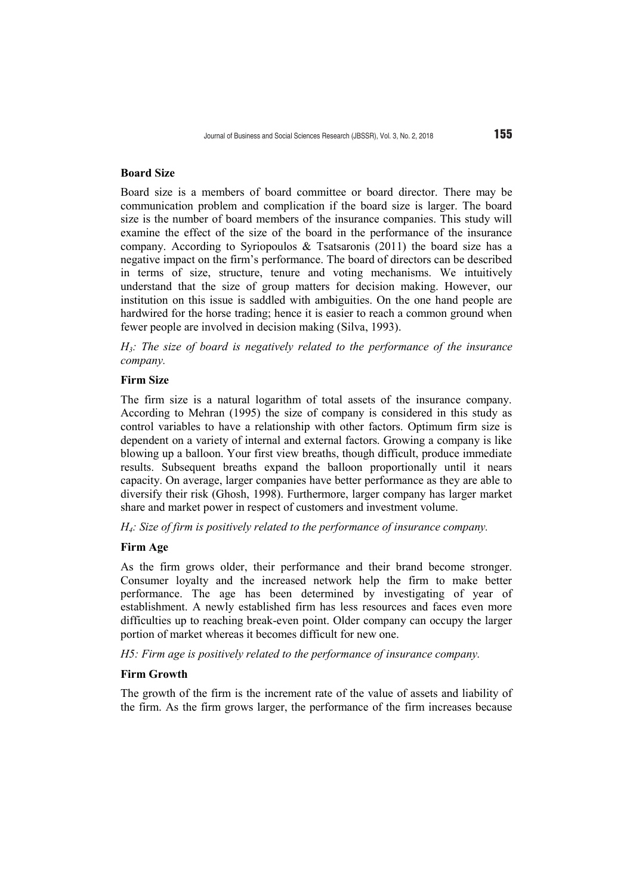**Board Size**

Board size is a members of board committee or board director. There may be communication problem and complication if the board size is larger. The board size is the number of board members of the insurance companies. This study will examine the effect of the size of the board in the performance of the insurance company. According to Syriopoulos & Tsatsaronis (2011) the board size has a negative impact on the firm's performance. The board of directors can be described in terms of size, structure, tenure and voting mechanisms. We intuitively understand that the size of group matters for decision making. However, our institution on this issue is saddled with ambiguities. On the one hand people are hardwired for the horse trading; hence it is easier to reach a common ground when fewer people are involved in decision making (Silva, 1993).

*$H_3$: The size of board is negatively related to the performance of the insurance company.*

**Firm Size**

The firm size is a natural logarithm of total assets of the insurance company. According to Mehran (1995) the size of company is considered in this study as control variables to have a relationship with other factors. Optimum firm size is dependent on a variety of internal and external factors. Growing a company is like blowing up a balloon. Your first view breaths, though difficult, produce immediate results. Subsequent breaths expand the balloon proportionally until it nears capacity. On average, larger companies have better performance as they are able to diversify their risk (Ghosh, 1998). Furthermore, larger company has larger market share and market power in respect of customers and investment volume.

*$H_4$: Size of firm is positively related to the performance of insurance company.*

**Firm Age**

As the firm grows older, their performance and their brand become stronger. Consumer loyalty and the increased network help the firm to make better performance. The age has been determined by investigating of year of establishment. A newly established firm has less resources and faces even more difficulties up to reaching break-even point. Older company can occupy the larger portion of market whereas it becomes difficult for new one.

*H5: Firm age is positively related to the performance of insurance company.*

**Firm Growth**

The growth of the firm is the increment rate of the value of assets and liability of the firm. As the firm grows larger, the performance of the firm increases because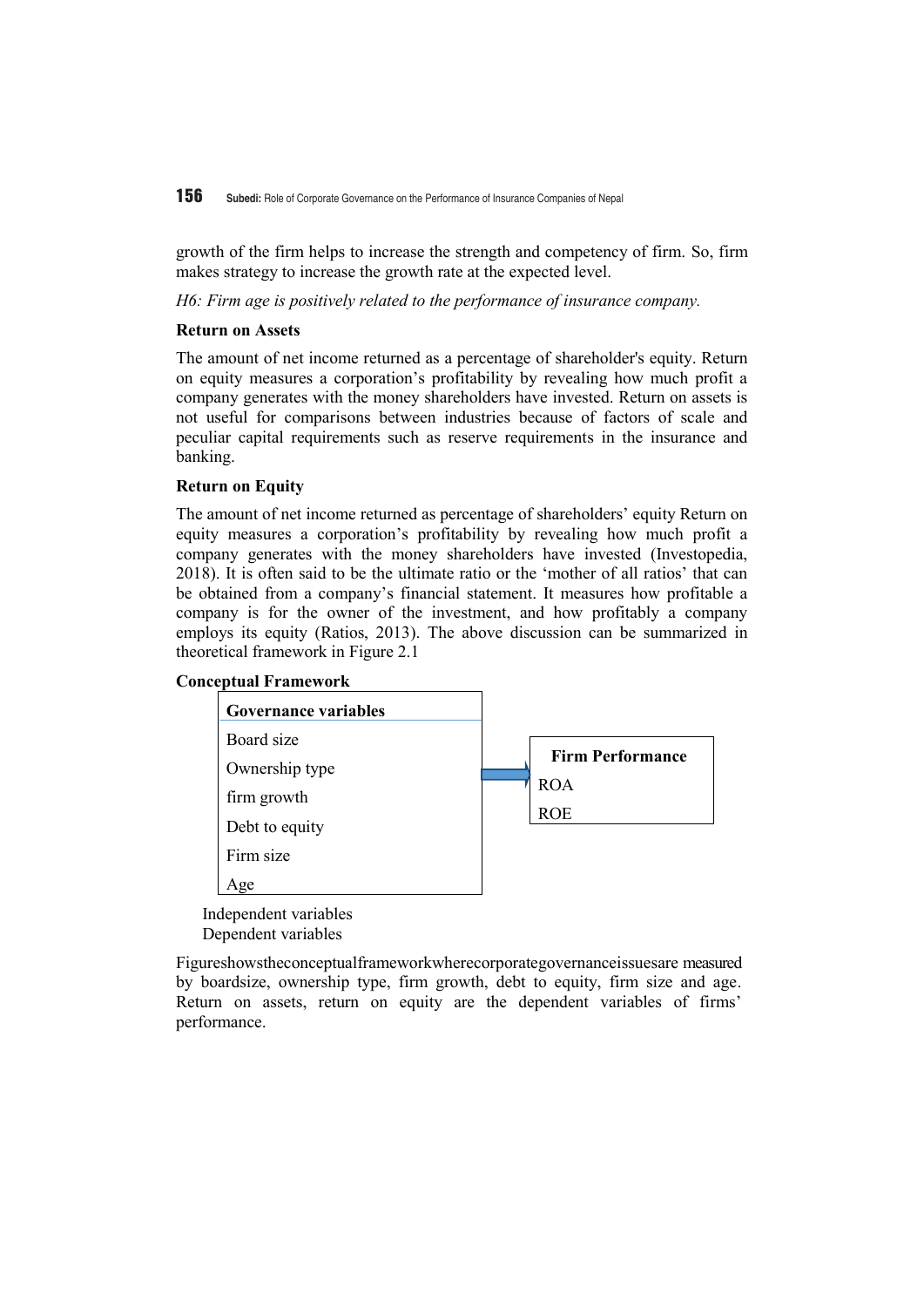growth of the firm helps to increase the strength and competency of firm. So, firm makes strategy to increase the growth rate at the expected level.

*H6: Firm age is positively related to the performance of insurance company.*

**Return on Assets**

The amount of net income returned as a percentage of shareholder's equity. Return on equity measures a corporation's profitability by revealing how much profit a company generates with the money shareholders have invested. Return on assets is not useful for comparisons between industries because of factors of scale and peculiar capital requirements such as reserve requirements in the insurance and banking.

**Return on Equity**

The amount of net income returned as percentage of shareholders' equity Return on equity measures a corporation's profitability by revealing how much profit a company generates with the money shareholders have invested (Investopedia, 2018). It is often said to be the ultimate ratio or the 'mother of all ratios' that can be obtained from a company's financial statement. It measures how profitable a company is for the owner of the investment, and how profitably a company employs its equity (Ratios, 2013). The above discussion can be summarized in theoretical framework in Figure 2.1

**Conceptual Framework**

| Governance variables | → | Firm Performance |
|---|---|---|
| Board size | | ROA |
| Ownership type | | ROE |
| firm growth | | |
| Debt to equity | | |
| Firm size | | |
| Age | | |

Independent variables
Dependent variables

Figureshowstheconceptualframeworkwherecorporategovernanceissuesare measured by boardsize, ownership type, firm growth, debt to equity, firm size and age. Return on assets, return on equity are the dependent variables of firms' performance.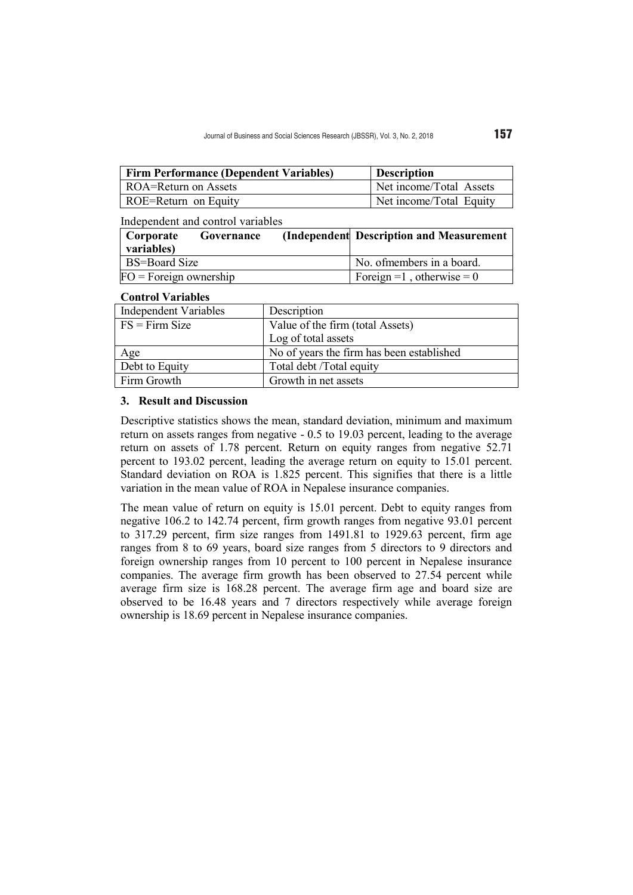| Firm Performance (Dependent Variables) | Description |
|---|---|
| ROA=Return on Assets | Net income/Total Assets |
| ROE=Return on Equity | Net income/Total Equity |

Independent and control variables

| Corporate Governance (Independent variables) | Description and Measurement |
|---|---|
| BS=Board Size | No. ofmembers in a board. |
| FO = Foreign ownership | Foreign =1 , otherwise = 0 |

**Control Variables**

| Independent Variables | Description |
|---|---|
| FS = Firm Size | Value of the firm (total Assets)<br>Log of total assets |
| Age | No of years the firm has been established |
| Debt to Equity | Total debt /Total equity |
| Firm Growth | Growth in net assets |

### 3. Result and Discussion

Descriptive statistics shows the mean, standard deviation, minimum and maximum return on assets ranges from negative - 0.5 to 19.03 percent, leading to the average return on assets of 1.78 percent. Return on equity ranges from negative 52.71 percent to 193.02 percent, leading the average return on equity to 15.01 percent. Standard deviation on ROA is 1.825 percent. This signifies that there is a little variation in the mean value of ROA in Nepalese insurance companies.

The mean value of return on equity is 15.01 percent. Debt to equity ranges from negative 106.2 to 142.74 percent, firm growth ranges from negative 93.01 percent to 317.29 percent, firm size ranges from 1491.81 to 1929.63 percent, firm age ranges from 8 to 69 years, board size ranges from 5 directors to 9 directors and foreign ownership ranges from 10 percent to 100 percent in Nepalese insurance companies. The average firm growth has been observed to 27.54 percent while average firm size is 168.28 percent. The average firm age and board size are observed to be 16.48 years and 7 directors respectively while average foreign ownership is 18.69 percent in Nepalese insurance companies.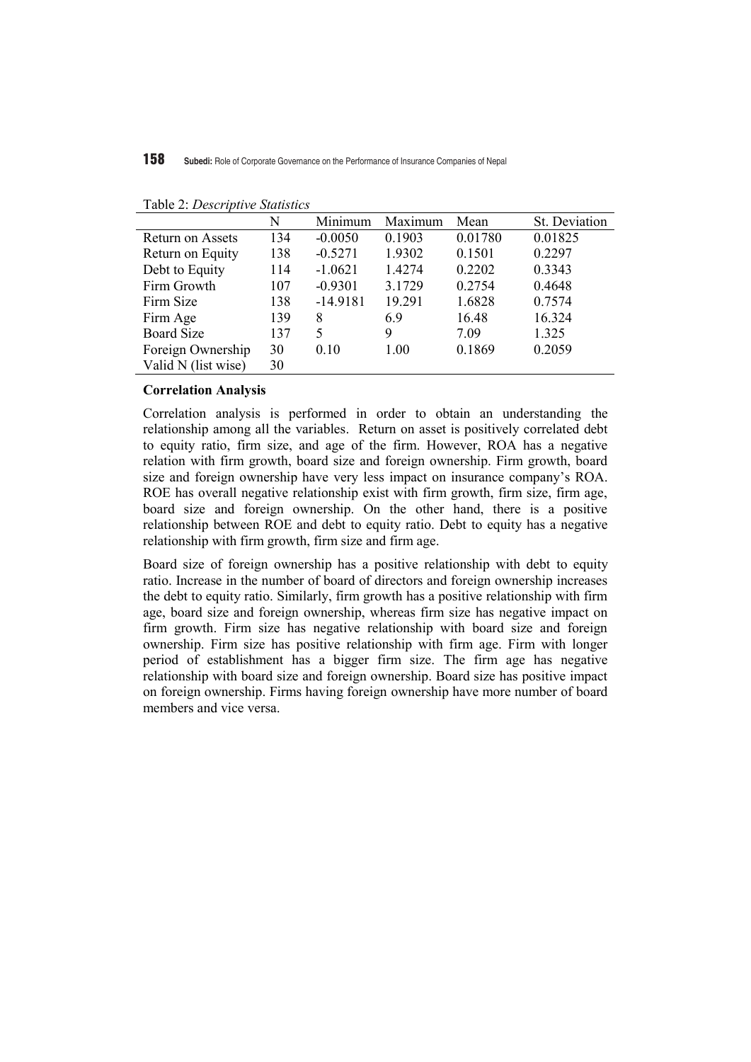Table 2: *Descriptive Statistics*

| | N | Minimum | Maximum | Mean | St. Deviation |
|---|---|---|---|---|---|
| Return on Assets | 134 | -0.0050 | 0.1903 | 0.01780 | 0.01825 |
| Return on Equity | 138 | -0.5271 | 1.9302 | 0.1501 | 0.2297 |
| Debt to Equity | 114 | -1.0621 | 1.4274 | 0.2202 | 0.3343 |
| Firm Growth | 107 | -0.9301 | 3.1729 | 0.2754 | 0.4648 |
| Firm Size | 138 | -14.9181 | 19.291 | 1.6828 | 0.7574 |
| Firm Age | 139 | 8 | 6.9 | 16.48 | 16.324 |
| Board Size | 137 | 5 | 9 | 7.09 | 1.325 |
| Foreign Ownership | 30 | 0.10 | 1.00 | 0.1869 | 0.2059 |
| Valid N (list wise) | 30 | | | | |

**Correlation Analysis**

Correlation analysis is performed in order to obtain an understanding the relationship among all the variables. Return on asset is positively correlated debt to equity ratio, firm size, and age of the firm. However, ROA has a negative relation with firm growth, board size and foreign ownership. Firm growth, board size and foreign ownership have very less impact on insurance company's ROA. ROE has overall negative relationship exist with firm growth, firm size, firm age, board size and foreign ownership. On the other hand, there is a positive relationship between ROE and debt to equity ratio. Debt to equity has a negative relationship with firm growth, firm size and firm age.

Board size of foreign ownership has a positive relationship with debt to equity ratio. Increase in the number of board of directors and foreign ownership increases the debt to equity ratio. Similarly, firm growth has a positive relationship with firm age, board size and foreign ownership, whereas firm size has negative impact on firm growth. Firm size has negative relationship with board size and foreign ownership. Firm size has positive relationship with firm age. Firm with longer period of establishment has a bigger firm size. The firm age has negative relationship with board size and foreign ownership. Board size has positive impact on foreign ownership. Firms having foreign ownership have more number of board members and vice versa.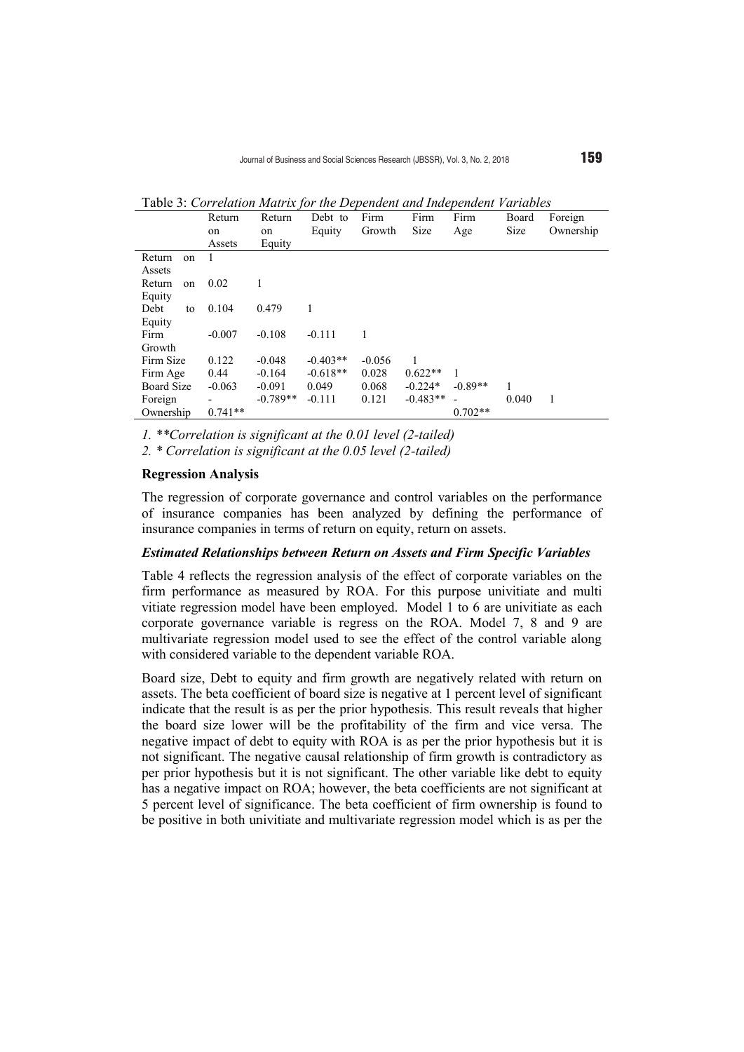Table 3: *Correlation Matrix for the Dependent and Independent Variables*

| | Return on Assets | Return on Equity | Debt to Equity | Firm Growth | Firm Size | Firm Age | Board Size | Foreign Ownership |
|---|---|---|---|---|---|---|---|---|
| Return on Assets | 1 | | | | | | | |
| Return on Equity | 0.02 | 1 | | | | | | |
| Debt to Equity | 0.104 | 0.479 | 1 | | | | | |
| Firm Growth | -0.007 | -0.108 | -0.111 | 1 | | | | |
| Firm Size | 0.122 | -0.048 | -0.403** | -0.056 | 1 | | | |
| Firm Age | 0.44 | -0.164 | -0.618** | 0.028 | 0.622** | 1 | | |
| Board Size | -0.063 | -0.091 | 0.049 | 0.068 | -0.224* | -0.89** | 1 | |
| Foreign Ownership | -0.741** | -0.789** | -0.111 | 0.121 | -0.483** | -0.702** | 0.040 | 1 |

*1. **Correlation is significant at the 0.01 level (2-tailed)*

*2. * Correlation is significant at the 0.05 level (2-tailed)*

**Regression Analysis**

The regression of corporate governance and control variables on the performance of insurance companies has been analyzed by defining the performance of insurance companies in terms of return on equity, return on assets.

***Estimated Relationships between Return on Assets and Firm Specific Variables***

Table 4 reflects the regression analysis of the effect of corporate variables on the firm performance as measured by ROA. For this purpose univitiate and multi vitiate regression model have been employed. Model 1 to 6 are univitiate as each corporate governance variable is regress on the ROA. Model 7, 8 and 9 are multivariate regression model used to see the effect of the control variable along with considered variable to the dependent variable ROA.

Board size, Debt to equity and firm growth are negatively related with return on assets. The beta coefficient of board size is negative at 1 percent level of significant indicate that the result is as per the prior hypothesis. This result reveals that higher the board size lower will be the profitability of the firm and vice versa. The negative impact of debt to equity with ROA is as per the prior hypothesis but it is not significant. The negative causal relationship of firm growth is contradictory as per prior hypothesis but it is not significant. The other variable like debt to equity has a negative impact on ROA; however, the beta coefficients are not significant at 5 percent level of significance. The beta coefficient of firm ownership is found to be positive in both univitiate and multivariate regression model which is as per the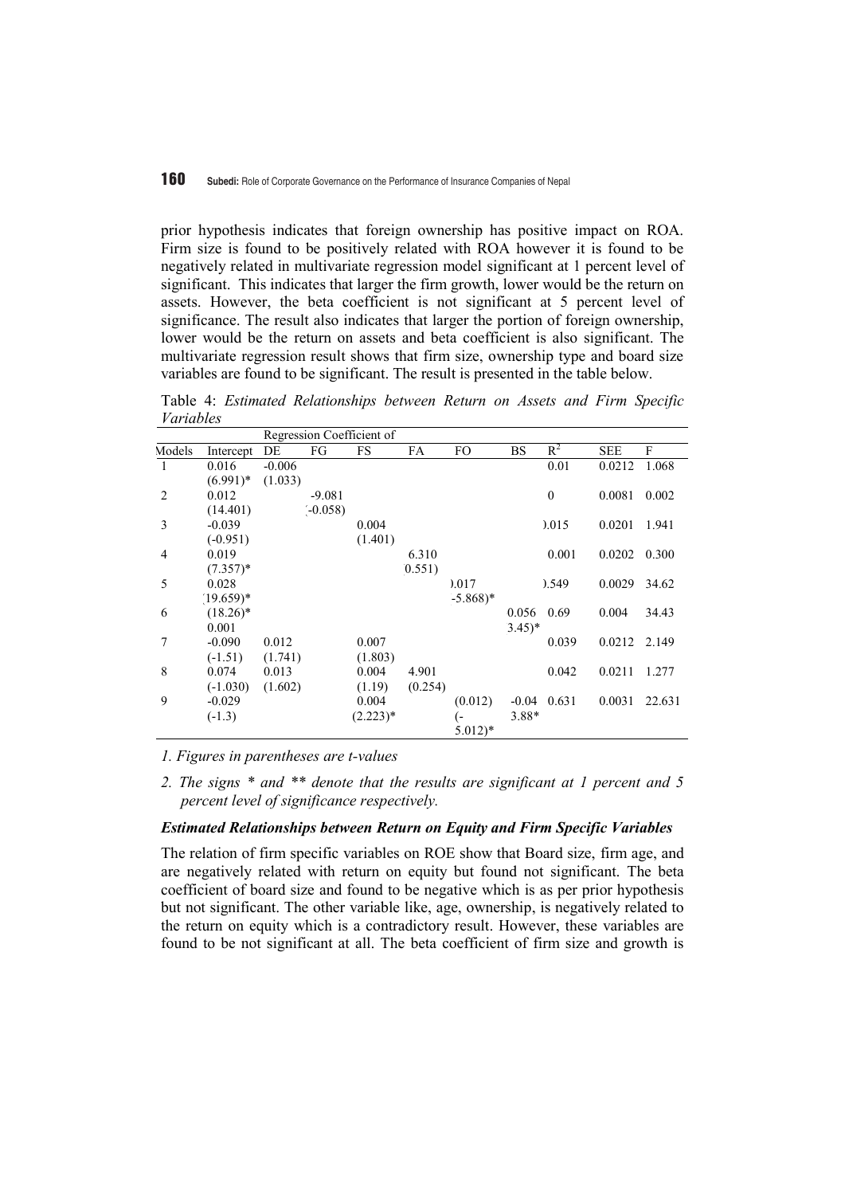prior hypothesis indicates that foreign ownership has positive impact on ROA. Firm size is found to be positively related with ROA however it is found to be negatively related in multivariate regression model significant at 1 percent level of significant. This indicates that larger the firm growth, lower would be the return on assets. However, the beta coefficient is not significant at 5 percent level of significance. The result also indicates that larger the portion of foreign ownership, lower would be the return on assets and beta coefficient is also significant. The multivariate regression result shows that firm size, ownership type and board size variables are found to be significant. The result is presented in the table below.

Table 4: *Estimated Relationships between Return on Assets and Firm Specific Variables*

| | | Regression Coefficient of | | | | | | | | |
|---|---|---|---|---|---|---|---|---|---|---|
| Models | Intercept | DE | FG | FS | FA | FO | BS | $R^2$ | SEE | F |
| 1 | 0.016<br>(6.991)* | -0.006<br>(1.033) | | | | | | 0.01 | 0.0212 | 1.068 |
| 2 | 0.012<br>(14.401) | | -9.081<br>(-0.058) | | | | | 0 | 0.0081 | 0.002 |
| 3 | -0.039<br>(-0.951) | | | 0.004<br>(1.401) | | | | ).015 | 0.0201 | 1.941 |
| 4 | 0.019<br>(7.357)* | | | | 6.310<br>0.551) | | | 0.001 | 0.0202 | 0.300 |
| 5 | 0.028<br>(19.659)* | | | | | ).017<br>-5.868)* | | ).549 | 0.0029 | 34.62 |
| 6 | (18.26)*<br>0.001 | | | | | | 0.056<br>3.45)* | 0.69 | 0.004 | 34.43 |
| 7 | -0.090<br>(-1.51) | 0.012<br>(1.741) | | 0.007<br>(1.803) | | | | 0.039 | 0.0212 | 2.149 |
| 8 | 0.074<br>(-1.030) | 0.013<br>(1.602) | | 0.004<br>(1.19) | 4.901<br>(0.254) | | | 0.042 | 0.0211 | 1.277 |
| 9 | -0.029<br>(-1.3) | | | 0.004<br>(2.223)* | | (0.012)<br>(-5.012)* | -0.04<br>3.88* | 0.631 | 0.0031 | 22.631 |

*1. Figures in parentheses are t-values*

*2. The signs * and ** denote that the results are significant at 1 percent and 5 percent level of significance respectively.*

### *Estimated Relationships between Return on Equity and Firm Specific Variables*

The relation of firm specific variables on ROE show that Board size, firm age, and are negatively related with return on equity but found not significant. The beta coefficient of board size and found to be negative which is as per prior hypothesis but not significant. The other variable like, age, ownership, is negatively related to the return on equity which is a contradictory result. However, these variables are found to be not significant at all. The beta coefficient of firm size and growth is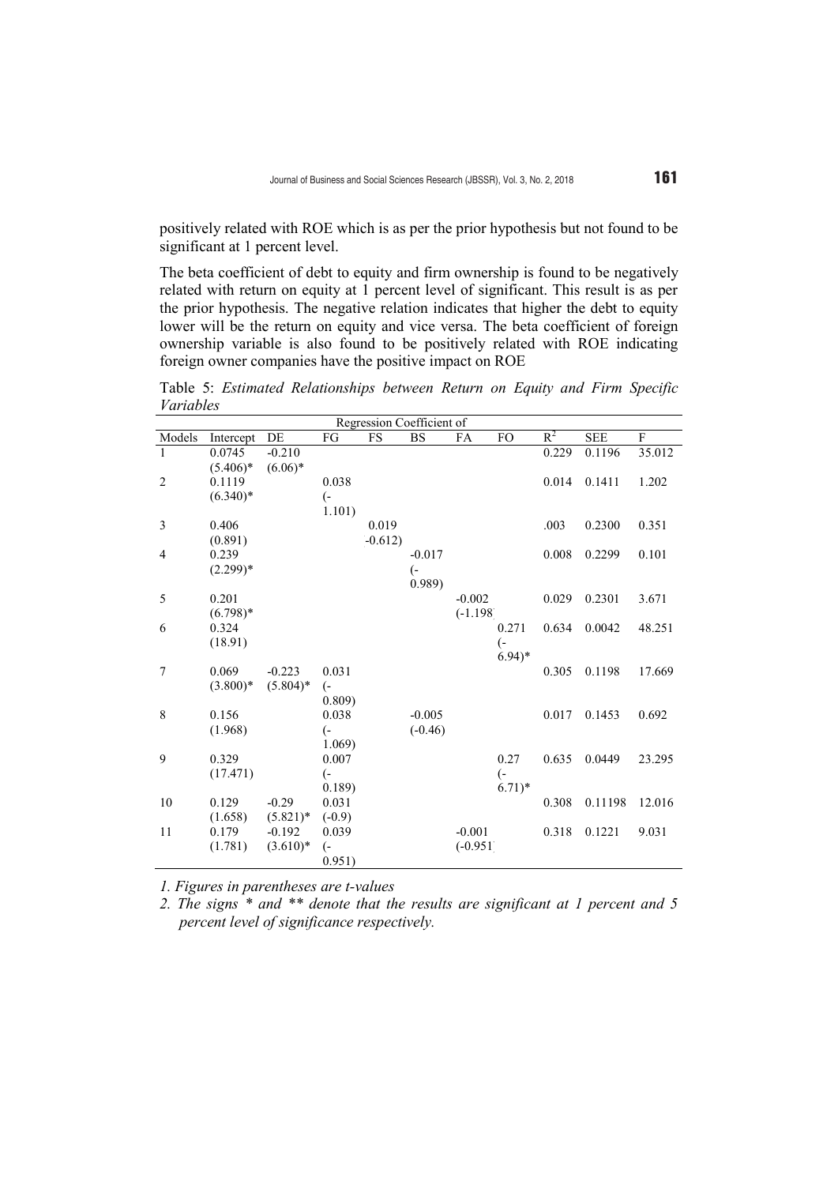positively related with ROE which is as per the prior hypothesis but not found to be significant at 1 percent level.

The beta coefficient of debt to equity and firm ownership is found to be negatively related with return on equity at 1 percent level of significant. This result is as per the prior hypothesis. The negative relation indicates that higher the debt to equity lower will be the return on equity and vice versa. The beta coefficient of foreign ownership variable is also found to be positively related with ROE indicating foreign owner companies have the positive impact on ROE

Table 5: *Estimated Relationships between Return on Equity and Firm Specific Variables*

| | Regression Coefficient of | | | | | | | | | |
|---|---|---|---|---|---|---|---|---|---|---|
| Models | Intercept | DE | FG | FS | BS | FA | FO | $R^2$ | SEE | F |
| 1 | 0.0745 (5.406)* | -0.210 (6.06)* | | | | | | 0.229 | 0.1196 | 35.012 |
| 2 | 0.1119 (6.340)* | | 0.038 (-1.101) | | | | | 0.014 | 0.1411 | 1.202 |
| 3 | 0.406 (0.891) | | | 0.019 (-0.612) | | | | .003 | 0.2300 | 0.351 |
| 4 | 0.239 (2.299)* | | | | -0.017 (-0.989) | | | 0.008 | 0.2299 | 0.101 |
| 5 | 0.201 (6.798)* | | | | | -0.002 (-1.198) | | 0.029 | 0.2301 | 3.671 |
| 6 | 0.324 (18.91) | | | | | | 0.271 (-6.94)* | 0.634 | 0.0042 | 48.251 |
| 7 | 0.069 (3.800)* | -0.223 (5.804)* | 0.031 (-0.809) | | | | | 0.305 | 0.1198 | 17.669 |
| 8 | 0.156 (1.968) | | 0.038 (-1.069) | | -0.005 (-0.46) | | | 0.017 | 0.1453 | 0.692 |
| 9 | 0.329 (17.471) | | 0.007 (-0.189) | | | | 0.27 (-6.71)* | 0.635 | 0.0449 | 23.295 |
| 10 | 0.129 (1.658) | -0.29 (5.821)* | 0.031 (-0.9) | | | | | 0.308 | 0.11198 | 12.016 |
| 11 | 0.179 (1.781) | -0.192 (3.610)* | 0.039 (-0.951) | | | -0.001 (-0.951) | | 0.318 | 0.1221 | 9.031 |

*1. Figures in parentheses are t-values*

*2. The signs * and ** denote that the results are significant at 1 percent and 5 percent level of significance respectively.*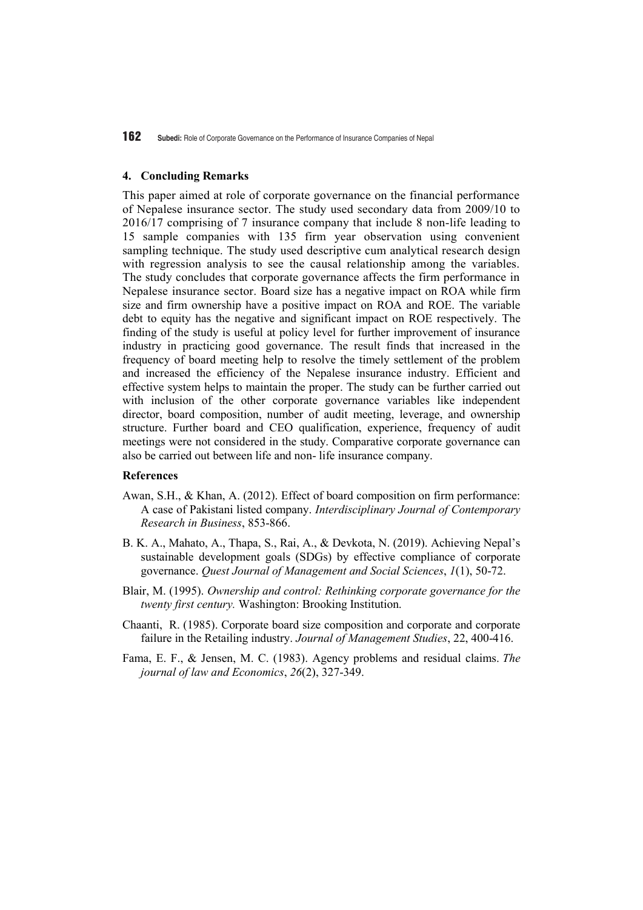## 4. Concluding Remarks

This paper aimed at role of corporate governance on the financial performance of Nepalese insurance sector. The study used secondary data from 2009/10 to 2016/17 comprising of 7 insurance company that include 8 non-life leading to 15 sample companies with 135 firm year observation using convenient sampling technique. The study used descriptive cum analytical research design with regression analysis to see the causal relationship among the variables. The study concludes that corporate governance affects the firm performance in Nepalese insurance sector. Board size has a negative impact on ROA while firm size and firm ownership have a positive impact on ROA and ROE. The variable debt to equity has the negative and significant impact on ROE respectively. The finding of the study is useful at policy level for further improvement of insurance industry in practicing good governance. The result finds that increased in the frequency of board meeting help to resolve the timely settlement of the problem and increased the efficiency of the Nepalese insurance industry. Efficient and effective system helps to maintain the proper. The study can be further carried out with inclusion of the other corporate governance variables like independent director, board composition, number of audit meeting, leverage, and ownership structure. Further board and CEO qualification, experience, frequency of audit meetings were not considered in the study. Comparative corporate governance can also be carried out between life and non- life insurance company.

### References

Awan, S.H., & Khan, A. (2012). Effect of board composition on firm performance: A case of Pakistani listed company. *Interdisciplinary Journal of Contemporary Research in Business*, 853-866.

B. K. A., Mahato, A., Thapa, S., Rai, A., & Devkota, N. (2019). Achieving Nepal's sustainable development goals (SDGs) by effective compliance of corporate governance. *Quest Journal of Management and Social Sciences*, *1*(1), 50-72.

Blair, M. (1995). *Ownership and control: Rethinking corporate governance for the twenty first century.* Washington: Brooking Institution.

Chaanti, R. (1985). Corporate board size composition and corporate and corporate failure in the Retailing industry. *Journal of Management Studies*, 22, 400-416.

Fama, E. F., & Jensen, M. C. (1983). Agency problems and residual claims. *The journal of law and Economics*, *26*(2), 327-349.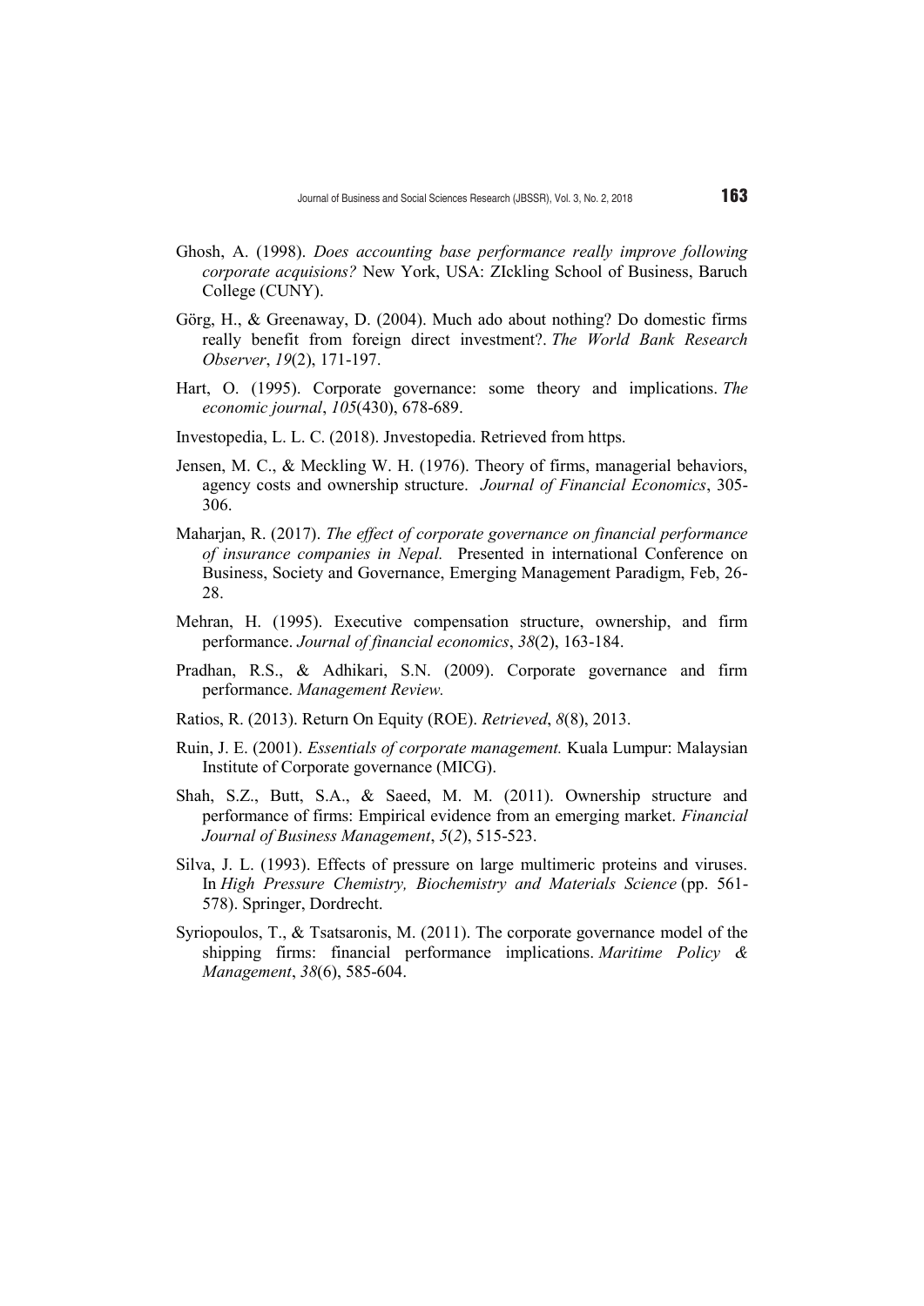Ghosh, A. (1998). *Does accounting base performance really improve following corporate acquisitions?* New York, USA: ZIckling School of Business, Baruch College (CUNY).

Görg, H., & Greenaway, D. (2004). Much ado about nothing? Do domestic firms really benefit from foreign direct investment?. *The World Bank Research Observer*, *19*(2), 171-197.

Hart, O. (1995). Corporate governance: some theory and implications. *The economic journal*, *105*(430), 678-689.

Investopedia, L. L. C. (2018). Jnvestopedia. Retrieved from https.

Jensen, M. C., & Meckling W. H. (1976). Theory of firms, managerial behaviors, agency costs and ownership structure. *Journal of Financial Economics*, 305-306.

Maharjan, R. (2017). *The effect of corporate governance on financial performance of insurance companies in Nepal.* Presented in international Conference on Business, Society and Governance, Emerging Management Paradigm, Feb, 26-28.

Mehran, H. (1995). Executive compensation structure, ownership, and firm performance. *Journal of financial economics*, *38*(2), 163-184.

Pradhan, R.S., & Adhikari, S.N. (2009). Corporate governance and firm performance. *Management Review.*

Ratios, R. (2013). Return On Equity (ROE). *Retrieved*, *8*(8), 2013.

Ruin, J. E. (2001). *Essentials of corporate management.* Kuala Lumpur: Malaysian Institute of Corporate governance (MICG).

Shah, S.Z., Butt, S.A., & Saeed, M. M. (2011). Ownership structure and performance of firms: Empirical evidence from an emerging market. *Financial Journal of Business Management*, *5*(*2*), 515-523.

Silva, J. L. (1993). Effects of pressure on large multimeric proteins and viruses. In *High Pressure Chemistry, Biochemistry and Materials Science* (pp. 561-578). Springer, Dordrecht.

Syriopoulos, T., & Tsatsaronis, M. (2011). The corporate governance model of the shipping firms: financial performance implications. *Maritime Policy & Management*, *38*(6), 585-604.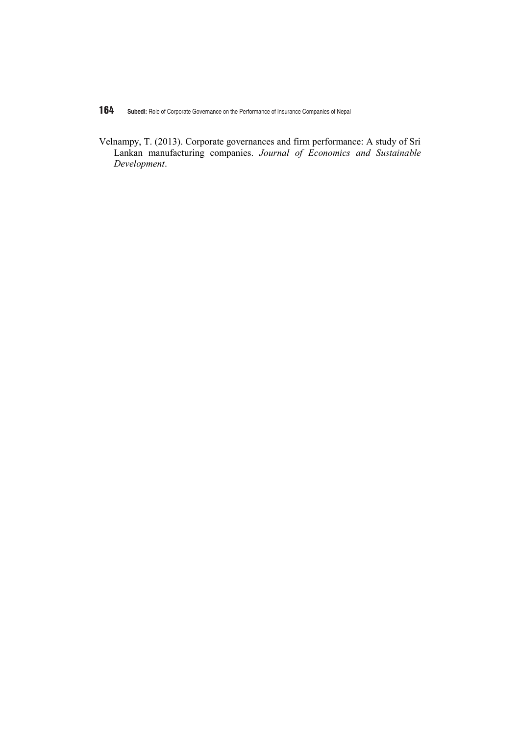Velnampy, T. (2013). Corporate governances and firm performance: A study of Sri Lankan manufacturing companies. *Journal of Economics and Sustainable Development*.